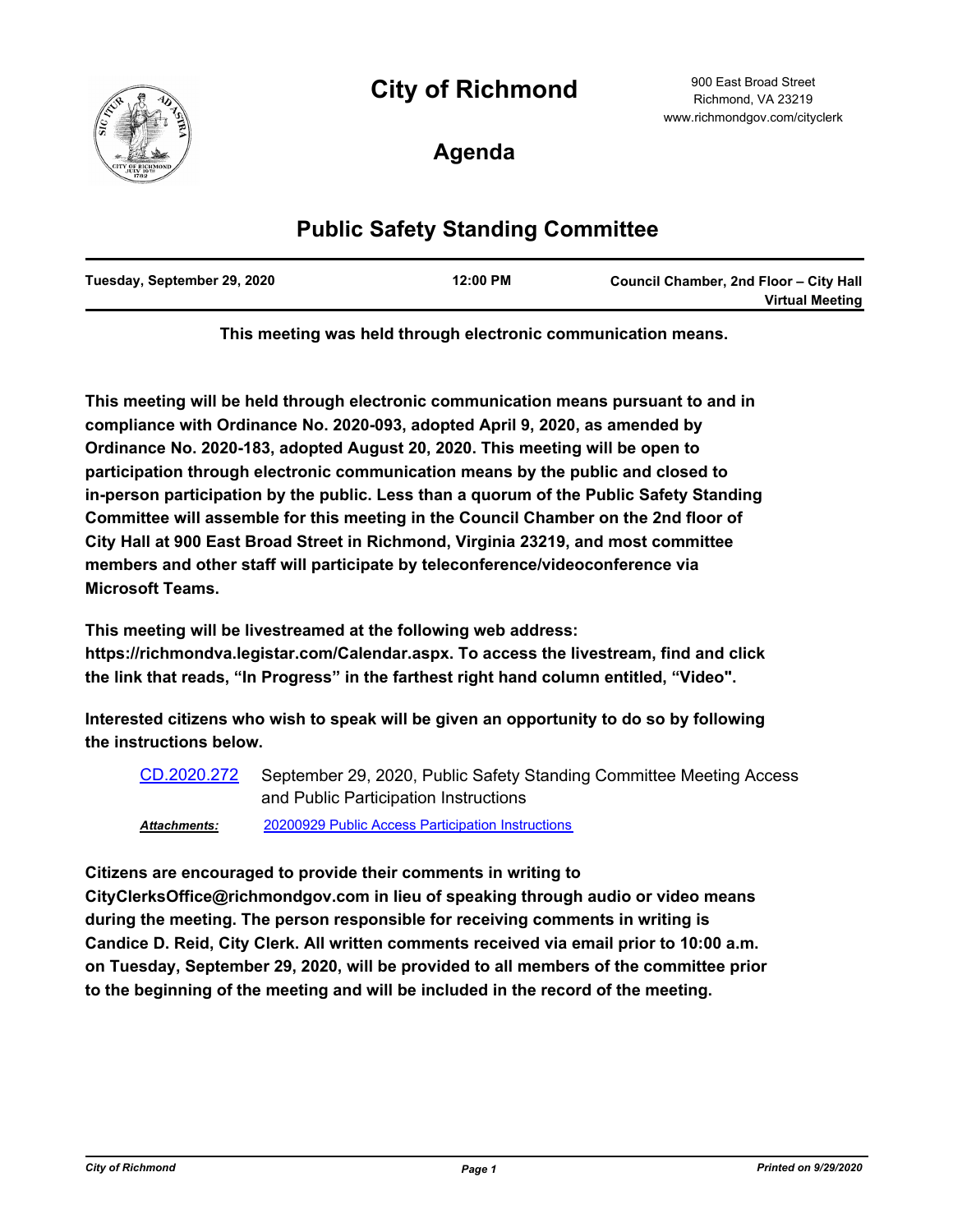# City of Richmond

900 East Broad Street
Richmond, VA 23219
www.richmondgov.com/cityclerk

## Agenda

## Public Safety Standing Committee

| Tuesday, September 29, 2020 | 12:00 PM | Council Chamber, 2nd Floor – City Hall Virtual Meeting |
|---|---|---|

**This meeting was held through electronic communication means.**

**This meeting will be held through electronic communication means pursuant to and in compliance with Ordinance No. 2020-093, adopted April 9, 2020, as amended by Ordinance No. 2020-183, adopted August 20, 2020. This meeting will be open to participation through electronic communication means by the public and closed to in-person participation by the public. Less than a quorum of the Public Safety Standing Committee will assemble for this meeting in the Council Chamber on the 2nd floor of City Hall at 900 East Broad Street in Richmond, Virginia 23219, and most committee members and other staff will participate by teleconference/videoconference via Microsoft Teams.**

**This meeting will be livestreamed at the following web address: https://richmondva.legistar.com/Calendar.aspx. To access the livestream, find and click the link that reads, "In Progress" in the farthest right hand column entitled, "Video".**

**Interested citizens who wish to speak will be given an opportunity to do so by following the instructions below.**

CD.2020.272 September 29, 2020, Public Safety Standing Committee Meeting Access and Public Participation Instructions

***Attachments:*** 20200929 Public Access Participation Instructions

**Citizens are encouraged to provide their comments in writing to CityClerksOffice@richmondgov.com in lieu of speaking through audio or video means during the meeting. The person responsible for receiving comments in writing is Candice D. Reid, City Clerk. All written comments received via email prior to 10:00 a.m. on Tuesday, September 29, 2020, will be provided to all members of the committee prior to the beginning of the meeting and will be included in the record of the meeting.**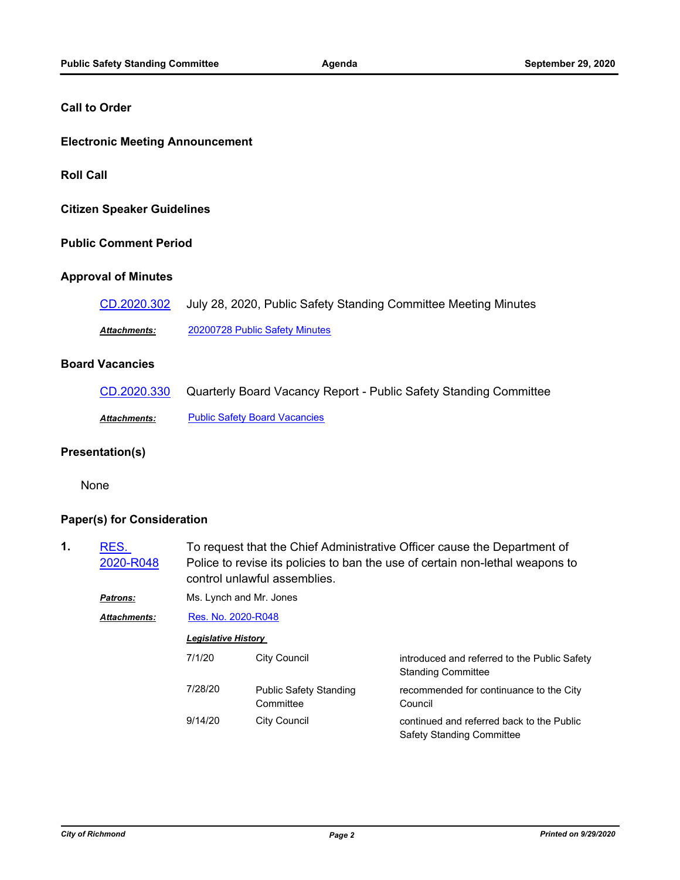## Call to Order

## Electronic Meeting Announcement

## Roll Call

## Citizen Speaker Guidelines

## Public Comment Period

## Approval of Minutes

[CD.2020.302](#) July 28, 2020, Public Safety Standing Committee Meeting Minutes

***Attachments:*** [20200728 Public Safety Minutes](#)

## Board Vacancies

[CD.2020.330](#) Quarterly Board Vacancy Report - Public Safety Standing Committee

***Attachments:*** [Public Safety Board Vacancies](#)

## Presentation(s)

None

## Paper(s) for Consideration

**1.** [RES. 2020-R048](#) To request that the Chief Administrative Officer cause the Department of Police to revise its policies to ban the use of certain non-lethal weapons to control unlawful assemblies.

***Patrons:*** Ms. Lynch and Mr. Jones

***Attachments:*** [Res. No. 2020-R048](#)

***Legislative History***

| Date | Body | Action |
| --- | --- | --- |
| 7/1/20 | City Council | introduced and referred to the Public Safety Standing Committee |
| 7/28/20 | Public Safety Standing Committee | recommended for continuance to the City Council |
| 9/14/20 | City Council | continued and referred back to the Public Safety Standing Committee |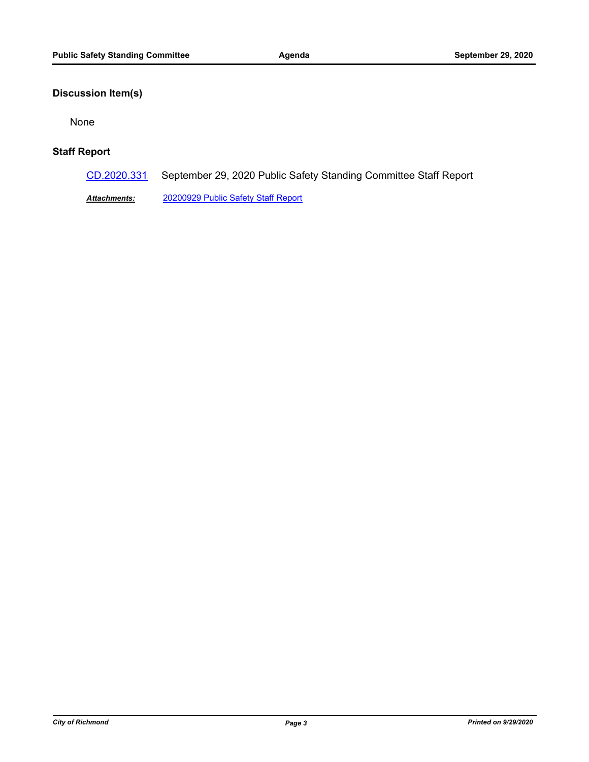## Discussion Item(s)

None

## Staff Report

CD.2020.331 September 29, 2020 Public Safety Standing Committee Staff Report

***Attachments:*** 20200929 Public Safety Staff Report